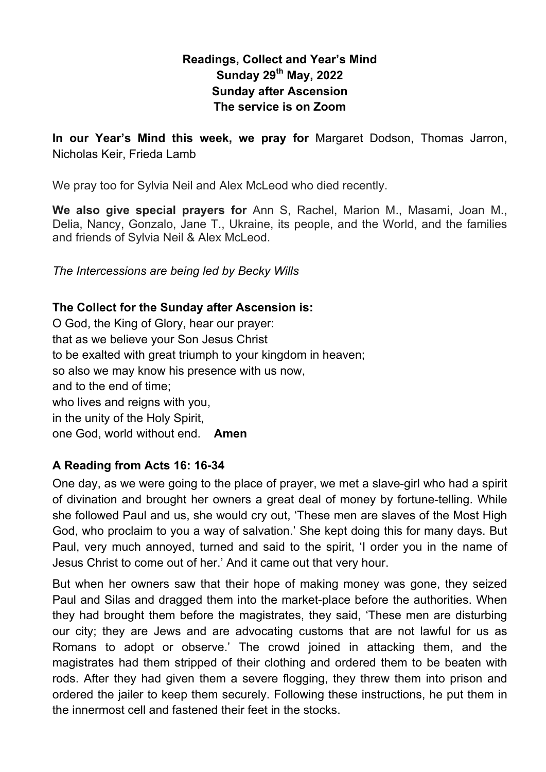**Readings, Collect and Year's Mind**
**Sunday 29th May, 2022**
**Sunday after Ascension**
**The service is on Zoom**

**In our Year's Mind this week, we pray for** Margaret Dodson, Thomas Jarron, Nicholas Keir, Frieda Lamb

We pray too for Sylvia Neil and Alex McLeod who died recently.

**We also give special prayers for** Ann S, Rachel, Marion M., Masami, Joan M., Delia, Nancy, Gonzalo, Jane T., Ukraine, its people, and the World, and the families and friends of Sylvia Neil & Alex McLeod.

*The Intercessions are being led by Becky Wills*

**The Collect for the Sunday after Ascension is:**

O God, the King of Glory, hear our prayer:
that as we believe your Son Jesus Christ
to be exalted with great triumph to your kingdom in heaven;
so also we may know his presence with us now,
and to the end of time;
who lives and reigns with you,
in the unity of the Holy Spirit,
one God, world without end. **Amen**

**A Reading from Acts 16: 16-34**

One day, as we were going to the place of prayer, we met a slave-girl who had a spirit of divination and brought her owners a great deal of money by fortune-telling. While she followed Paul and us, she would cry out, 'These men are slaves of the Most High God, who proclaim to you a way of salvation.' She kept doing this for many days. But Paul, very much annoyed, turned and said to the spirit, 'I order you in the name of Jesus Christ to come out of her.' And it came out that very hour.

But when her owners saw that their hope of making money was gone, they seized Paul and Silas and dragged them into the market-place before the authorities. When they had brought them before the magistrates, they said, 'These men are disturbing our city; they are Jews and are advocating customs that are not lawful for us as Romans to adopt or observe.' The crowd joined in attacking them, and the magistrates had them stripped of their clothing and ordered them to be beaten with rods. After they had given them a severe flogging, they threw them into prison and ordered the jailer to keep them securely. Following these instructions, he put them in the innermost cell and fastened their feet in the stocks.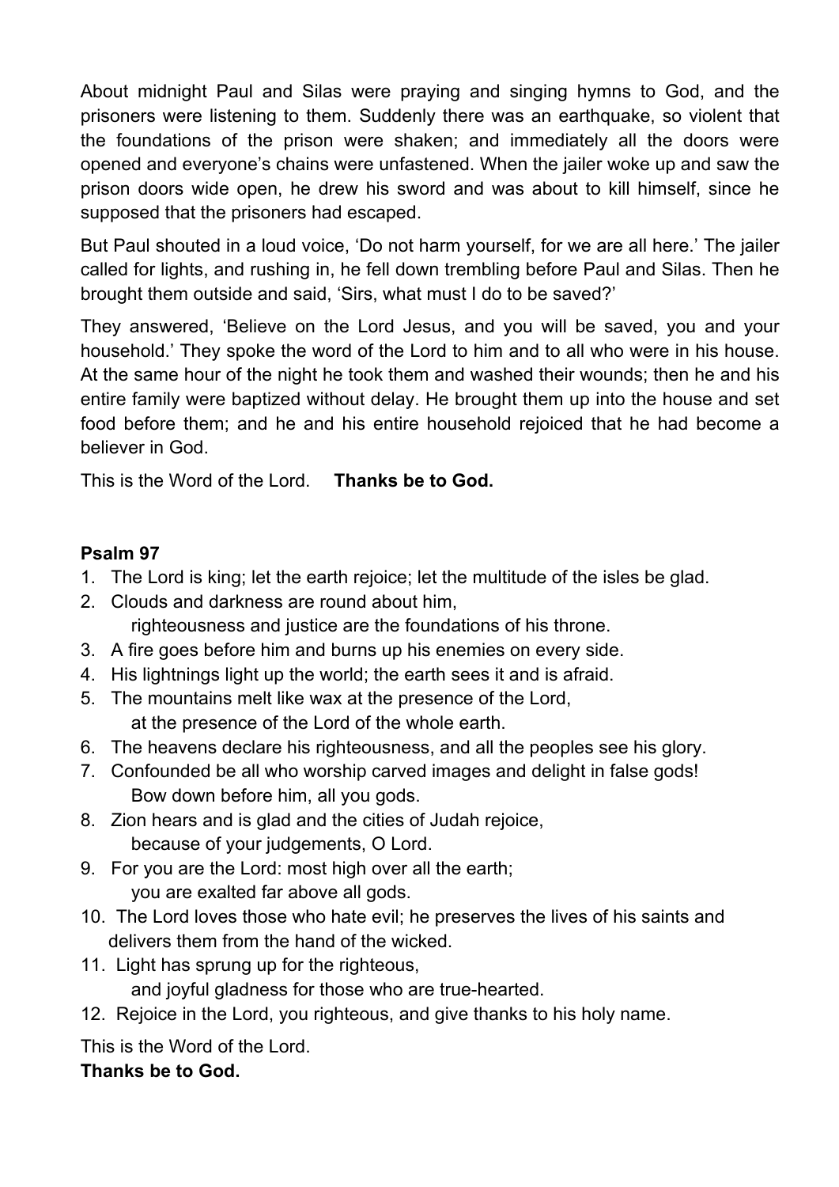About midnight Paul and Silas were praying and singing hymns to God, and the prisoners were listening to them. Suddenly there was an earthquake, so violent that the foundations of the prison were shaken; and immediately all the doors were opened and everyone's chains were unfastened. When the jailer woke up and saw the prison doors wide open, he drew his sword and was about to kill himself, since he supposed that the prisoners had escaped.

But Paul shouted in a loud voice, 'Do not harm yourself, for we are all here.' The jailer called for lights, and rushing in, he fell down trembling before Paul and Silas. Then he brought them outside and said, 'Sirs, what must I do to be saved?'

They answered, 'Believe on the Lord Jesus, and you will be saved, you and your household.' They spoke the word of the Lord to him and to all who were in his house. At the same hour of the night he took them and washed their wounds; then he and his entire family were baptized without delay. He brought them up into the house and set food before them; and he and his entire household rejoiced that he had become a believer in God.

This is the Word of the Lord. **Thanks be to God.**

**Psalm 97**

1. The Lord is king; let the earth rejoice; let the multitude of the isles be glad.
2. Clouds and darkness are round about him,
   righteousness and justice are the foundations of his throne.
3. A fire goes before him and burns up his enemies on every side.
4. His lightnings light up the world; the earth sees it and is afraid.
5. The mountains melt like wax at the presence of the Lord,
   at the presence of the Lord of the whole earth.
6. The heavens declare his righteousness, and all the peoples see his glory.
7. Confounded be all who worship carved images and delight in false gods!
   Bow down before him, all you gods.
8. Zion hears and is glad and the cities of Judah rejoice,
   because of your judgements, O Lord.
9. For you are the Lord: most high over all the earth;
   you are exalted far above all gods.
10. The Lord loves those who hate evil; he preserves the lives of his saints and delivers them from the hand of the wicked.
11. Light has sprung up for the righteous,
    and joyful gladness for those who are true-hearted.
12. Rejoice in the Lord, you righteous, and give thanks to his holy name.

This is the Word of the Lord.
**Thanks be to God.**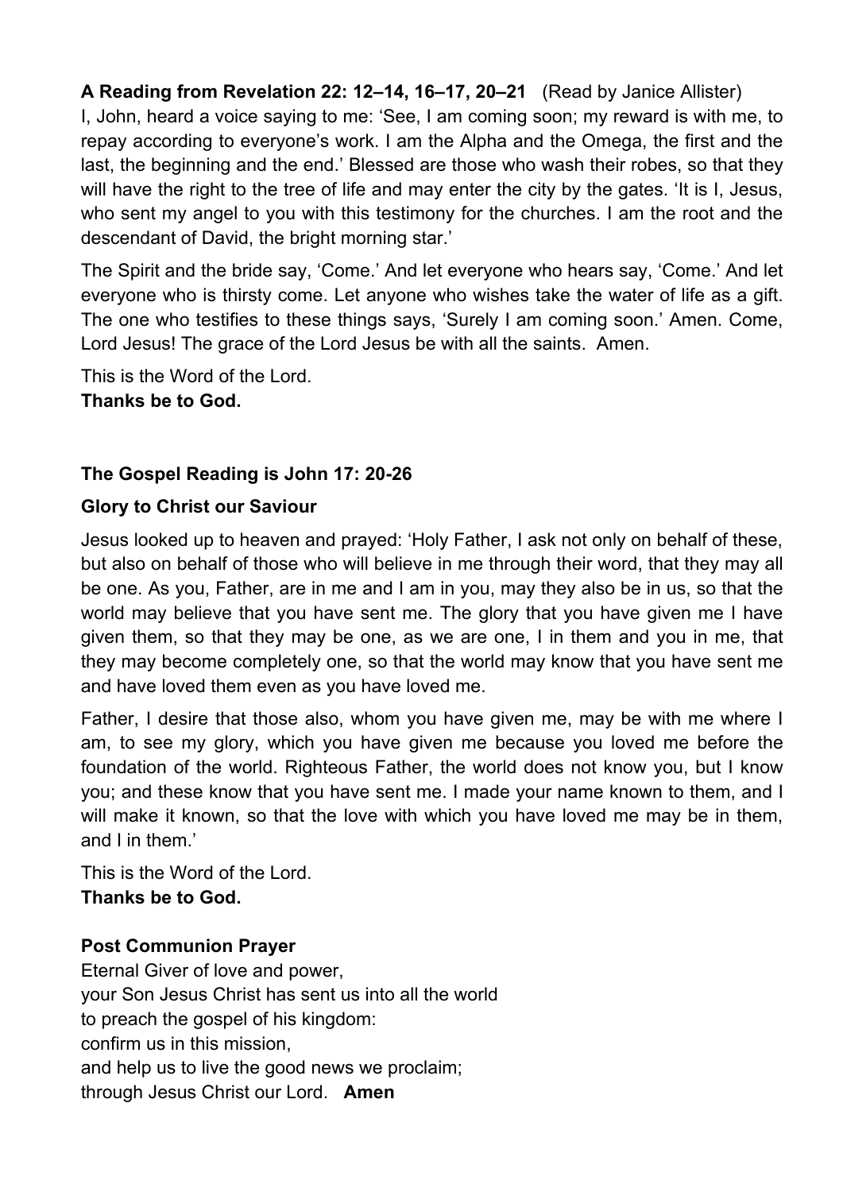**A Reading from Revelation 22: 12–14, 16–17, 20–21** (Read by Janice Allister)
I, John, heard a voice saying to me: 'See, I am coming soon; my reward is with me, to repay according to everyone's work. I am the Alpha and the Omega, the first and the last, the beginning and the end.' Blessed are those who wash their robes, so that they will have the right to the tree of life and may enter the city by the gates. 'It is I, Jesus, who sent my angel to you with this testimony for the churches. I am the root and the descendant of David, the bright morning star.'

The Spirit and the bride say, 'Come.' And let everyone who hears say, 'Come.' And let everyone who is thirsty come. Let anyone who wishes take the water of life as a gift. The one who testifies to these things says, 'Surely I am coming soon.' Amen. Come, Lord Jesus! The grace of the Lord Jesus be with all the saints. Amen.

This is the Word of the Lord.
**Thanks be to God.**

**The Gospel Reading is John 17: 20-26**

**Glory to Christ our Saviour**

Jesus looked up to heaven and prayed: 'Holy Father, I ask not only on behalf of these, but also on behalf of those who will believe in me through their word, that they may all be one. As you, Father, are in me and I am in you, may they also be in us, so that the world may believe that you have sent me. The glory that you have given me I have given them, so that they may be one, as we are one, I in them and you in me, that they may become completely one, so that the world may know that you have sent me and have loved them even as you have loved me.

Father, I desire that those also, whom you have given me, may be with me where I am, to see my glory, which you have given me because you loved me before the foundation of the world. Righteous Father, the world does not know you, but I know you; and these know that you have sent me. I made your name known to them, and I will make it known, so that the love with which you have loved me may be in them, and I in them.'

This is the Word of the Lord.
**Thanks be to God.**

**Post Communion Prayer**
Eternal Giver of love and power,
your Son Jesus Christ has sent us into all the world
to preach the gospel of his kingdom:
confirm us in this mission,
and help us to live the good news we proclaim;
through Jesus Christ our Lord. **Amen**